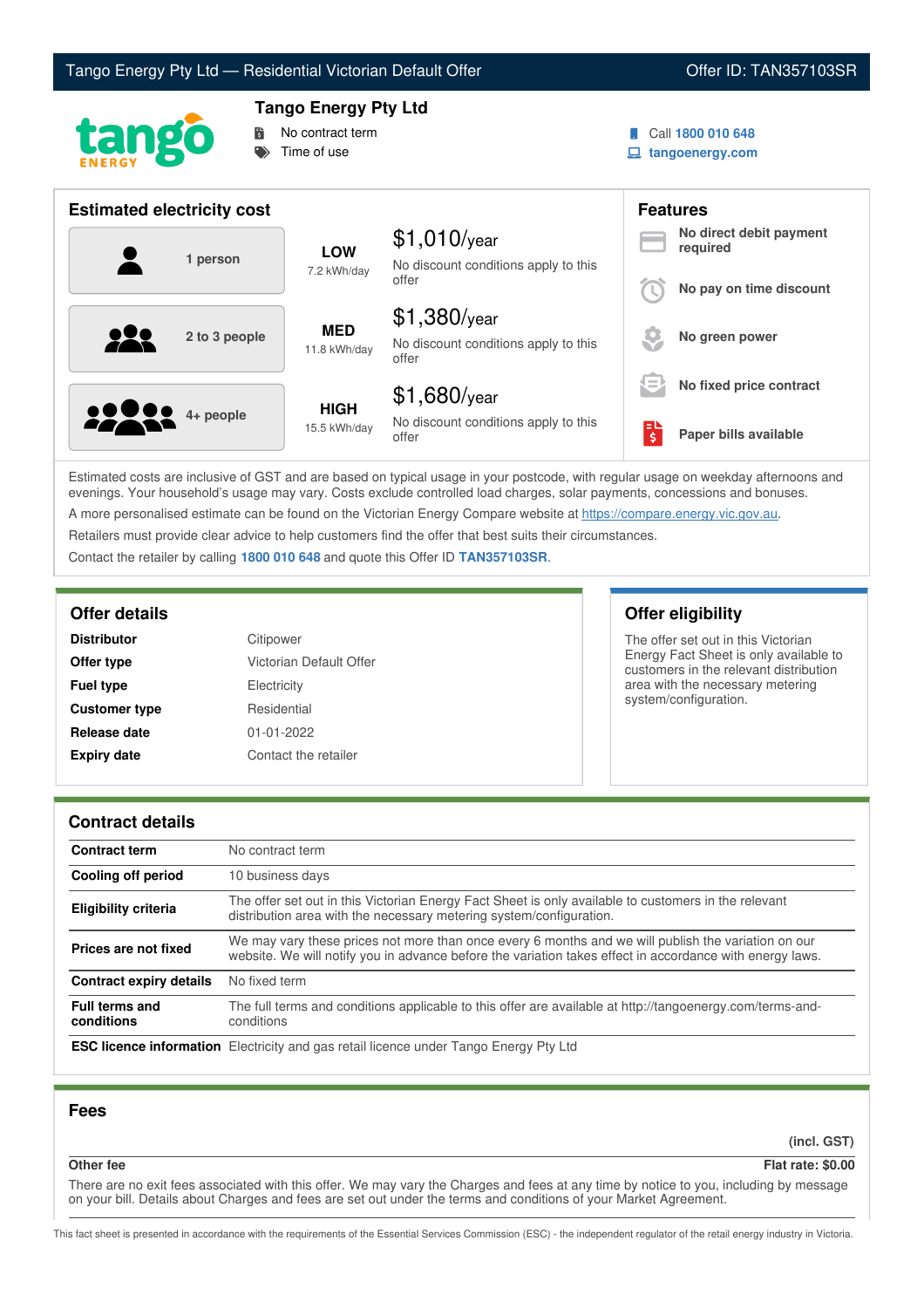# Tango Energy Pty Ltd — Residential Victorian Default Offer

Offer ID: TAN357103SR

## Tango Energy Pty Ltd

- No contract term
- Time of use

Call **1800 010 648**

**tangoenergy.com**

## Estimated electricity cost

| | | |
|---|---|---|
| 1 person | **LOW** 7.2 kWh/day | $1,010/year<br>No discount conditions apply to this offer |
| 2 to 3 people | **MED** 11.8 kWh/day | $1,380/year<br>No discount conditions apply to this offer |
| 4+ people | **HIGH** 15.5 kWh/day | $1,680/year<br>No discount conditions apply to this offer |

## Features

- **No direct debit payment required**
- **No pay on time discount**
- **No green power**
- **No fixed price contract**
- **Paper bills available**

Estimated costs are inclusive of GST and are based on typical usage in your postcode, with regular usage on weekday afternoons and evenings. Your household's usage may vary. Costs exclude controlled load charges, solar payments, concessions and bonuses.

A more personalised estimate can be found on the Victorian Energy Compare website at https://compare.energy.vic.gov.au.

Retailers must provide clear advice to help customers find the offer that best suits their circumstances.

Contact the retailer by calling **1800 010 648** and quote this Offer ID **TAN357103SR**.

## Offer details

| | |
|---|---|
| **Distributor** | Citipower |
| **Offer type** | Victorian Default Offer |
| **Fuel type** | Electricity |
| **Customer type** | Residential |
| **Release date** | 01-01-2022 |
| **Expiry date** | Contact the retailer |

## Offer eligibility

The offer set out in this Victorian Energy Fact Sheet is only available to customers in the relevant distribution area with the necessary metering system/configuration.

## Contract details

| | |
|---|---|
| **Contract term** | No contract term |
| **Cooling off period** | 10 business days |
| **Eligibility criteria** | The offer set out in this Victorian Energy Fact Sheet is only available to customers in the relevant distribution area with the necessary metering system/configuration. |
| **Prices are not fixed** | We may vary these prices not more than once every 6 months and we will publish the variation on our website. We will notify you in advance before the variation takes effect in accordance with energy laws. |
| **Contract expiry details** | No fixed term |
| **Full terms and conditions** | The full terms and conditions applicable to this offer are available at http://tangoenergy.com/terms-and-conditions |
| **ESC licence information** | Electricity and gas retail licence under Tango Energy Pty Ltd |

## Fees

| | (incl. GST) |
|---|---|
| **Other fee** | **Flat rate: $0.00** |

There are no exit fees associated with this offer. We may vary the Charges and fees at any time by notice to you, including by message on your bill. Details about Charges and fees are set out under the terms and conditions of your Market Agreement.

This fact sheet is presented in accordance with the requirements of the Essential Services Commission (ESC) - the independent regulator of the retail energy industry in Victoria.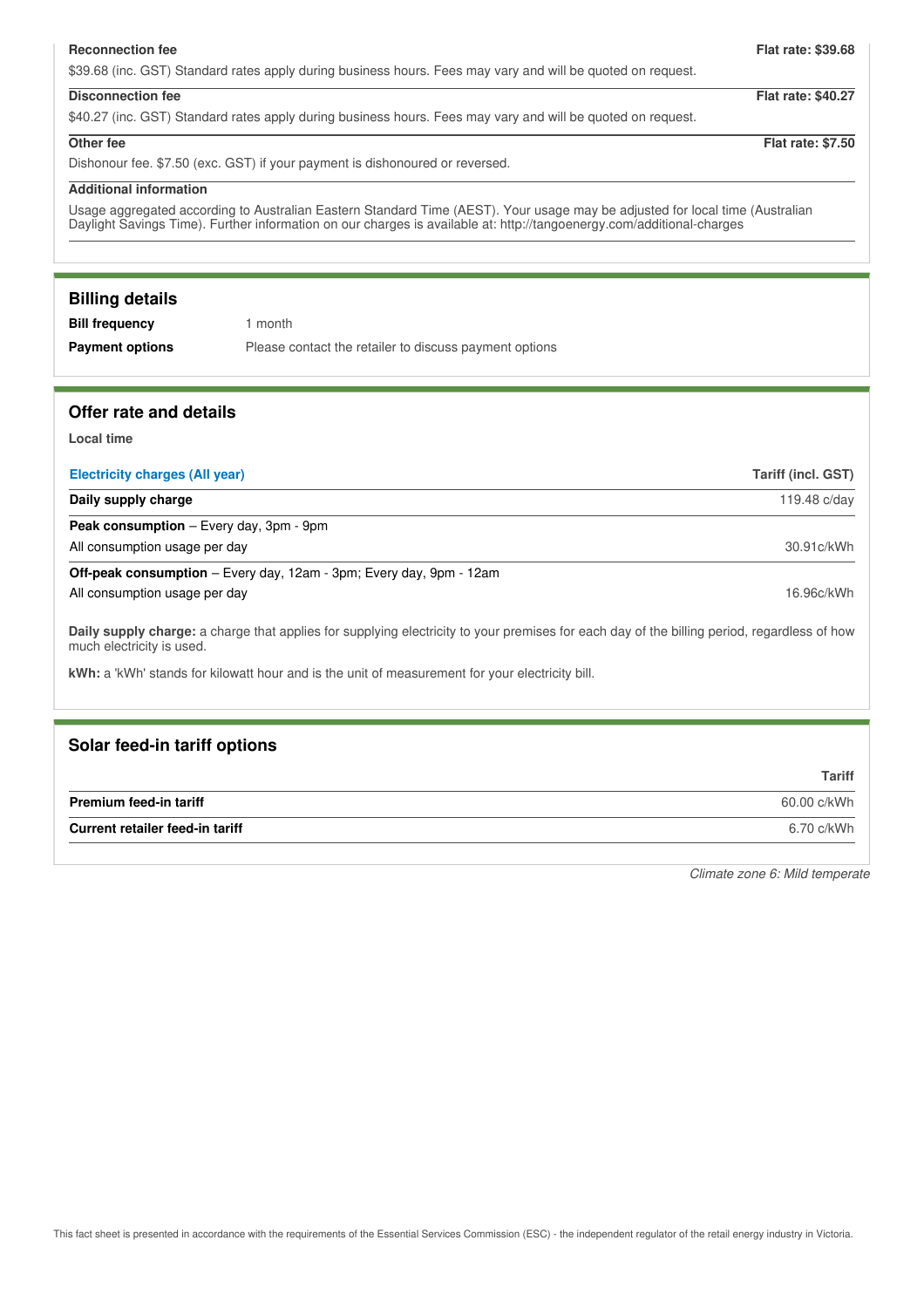**Reconnection fee** **Flat rate: $39.68**

$39.68 (inc. GST) Standard rates apply during business hours. Fees may vary and will be quoted on request.

**Disconnection fee** **Flat rate: $40.27**

$40.27 (inc. GST) Standard rates apply during business hours. Fees may vary and will be quoted on request.

**Other fee** **Flat rate: $7.50**

Dishonour fee. $7.50 (exc. GST) if your payment is dishonoured or reversed.

**Additional information**

Usage aggregated according to Australian Eastern Standard Time (AEST). Your usage may be adjusted for local time (Australian Daylight Savings Time). Further information on our charges is available at: http://tangoenergy.com/additional-charges

## Billing details

| | |
|---|---|
| **Bill frequency** | 1 month |
| **Payment options** | Please contact the retailer to discuss payment options |

## Offer rate and details

**Local time**

| Electricity charges (All year) | Tariff (incl. GST) |
|---|---|
| **Daily supply charge** | 119.48 c/day |
| **Peak consumption** – Every day, 3pm - 9pm<br>All consumption usage per day | 30.91c/kWh |
| **Off-peak consumption** – Every day, 12am - 3pm; Every day, 9pm - 12am<br>All consumption usage per day | 16.96c/kWh |

**Daily supply charge:** a charge that applies for supplying electricity to your premises for each day of the billing period, regardless of how much electricity is used.

**kWh:** a 'kWh' stands for kilowatt hour and is the unit of measurement for your electricity bill.

## Solar feed-in tariff options

| | Tariff |
|---|---|
| **Premium feed-in tariff** | 60.00 c/kWh |
| **Current retailer feed-in tariff** | 6.70 c/kWh |

*Climate zone 6: Mild temperate*

This fact sheet is presented in accordance with the requirements of the Essential Services Commission (ESC) - the independent regulator of the retail energy industry in Victoria.